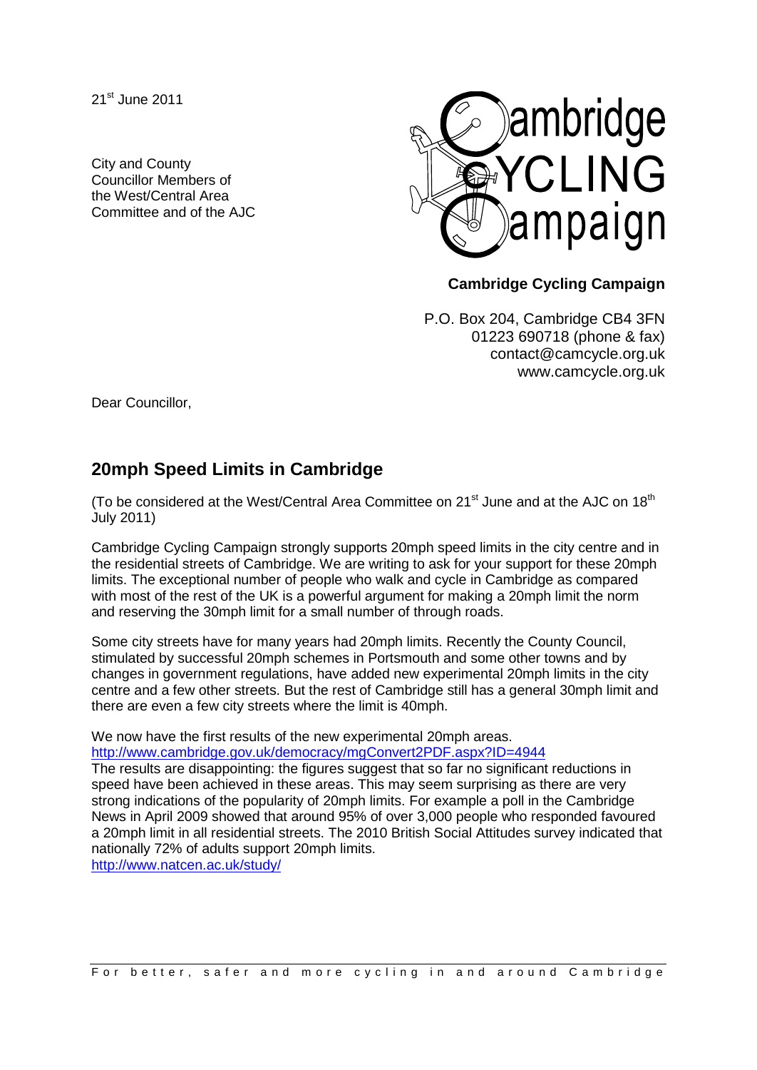21st June 2011

City and County
Councillor Members of
the West/Central Area
Committee and of the AJC

**Cambridge Cycling Campaign**

P.O. Box 204, Cambridge CB4 3FN
01223 690718 (phone & fax)
contact@camcycle.org.uk
www.camcycle.org.uk

Dear Councillor,

## 20mph Speed Limits in Cambridge

(To be considered at the West/Central Area Committee on 21st June and at the AJC on 18th July 2011)

Cambridge Cycling Campaign strongly supports 20mph speed limits in the city centre and in the residential streets of Cambridge. We are writing to ask for your support for these 20mph limits. The exceptional number of people who walk and cycle in Cambridge as compared with most of the rest of the UK is a powerful argument for making a 20mph limit the norm and reserving the 30mph limit for a small number of through roads.

Some city streets have for many years had 20mph limits. Recently the County Council, stimulated by successful 20mph schemes in Portsmouth and some other towns and by changes in government regulations, have added new experimental 20mph limits in the city centre and a few other streets. But the rest of Cambridge still has a general 30mph limit and there are even a few city streets where the limit is 40mph.

We now have the first results of the new experimental 20mph areas.
http://www.cambridge.gov.uk/democracy/mgConvert2PDF.aspx?ID=4944
The results are disappointing: the figures suggest that so far no significant reductions in speed have been achieved in these areas. This may seem surprising as there are very strong indications of the popularity of 20mph limits. For example a poll in the Cambridge News in April 2009 showed that around 95% of over 3,000 people who responded favoured a 20mph limit in all residential streets. The 2010 British Social Attitudes survey indicated that nationally 72% of adults support 20mph limits.
http://www.natcen.ac.uk/study/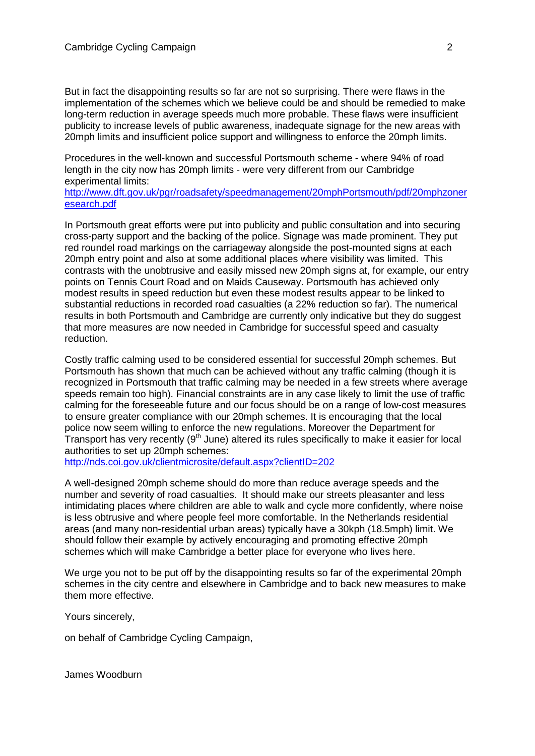But in fact the disappointing results so far are not so surprising. There were flaws in the implementation of the schemes which we believe could be and should be remedied to make long-term reduction in average speeds much more probable. These flaws were insufficient publicity to increase levels of public awareness, inadequate signage for the new areas with 20mph limits and insufficient police support and willingness to enforce the 20mph limits.

Procedures in the well-known and successful Portsmouth scheme - where 94% of road length in the city now has 20mph limits - were very different from our Cambridge experimental limits:
[http://www.dft.gov.uk/pgr/roadsafety/speedmanagement/20mphPortsmouth/pdf/20mphzoneresearch.pdf](http://www.dft.gov.uk/pgr/roadsafety/speedmanagement/20mphPortsmouth/pdf/20mphzoneresearch.pdf)

In Portsmouth great efforts were put into publicity and public consultation and into securing cross-party support and the backing of the police. Signage was made prominent. They put red roundel road markings on the carriageway alongside the post-mounted signs at each 20mph entry point and also at some additional places where visibility was limited. This contrasts with the unobtrusive and easily missed new 20mph signs at, for example, our entry points on Tennis Court Road and on Maids Causeway. Portsmouth has achieved only modest results in speed reduction but even these modest results appear to be linked to substantial reductions in recorded road casualties (a 22% reduction so far). The numerical results in both Portsmouth and Cambridge are currently only indicative but they do suggest that more measures are now needed in Cambridge for successful speed and casualty reduction.

Costly traffic calming used to be considered essential for successful 20mph schemes. But Portsmouth has shown that much can be achieved without any traffic calming (though it is recognized in Portsmouth that traffic calming may be needed in a few streets where average speeds remain too high). Financial constraints are in any case likely to limit the use of traffic calming for the foreseeable future and our focus should be on a range of low-cost measures to ensure greater compliance with our 20mph schemes. It is encouraging that the local police now seem willing to enforce the new regulations. Moreover the Department for Transport has very recently (9th June) altered its rules specifically to make it easier for local authorities to set up 20mph schemes:
[http://nds.coi.gov.uk/clientmicrosite/default.aspx?clientID=202](http://nds.coi.gov.uk/clientmicrosite/default.aspx?clientID=202)

A well-designed 20mph scheme should do more than reduce average speeds and the number and severity of road casualties. It should make our streets pleasanter and less intimidating places where children are able to walk and cycle more confidently, where noise is less obtrusive and where people feel more comfortable. In the Netherlands residential areas (and many non-residential urban areas) typically have a 30kph (18.5mph) limit. We should follow their example by actively encouraging and promoting effective 20mph schemes which will make Cambridge a better place for everyone who lives here.

We urge you not to be put off by the disappointing results so far of the experimental 20mph schemes in the city centre and elsewhere in Cambridge and to back new measures to make them more effective.

Yours sincerely,

on behalf of Cambridge Cycling Campaign,

James Woodburn